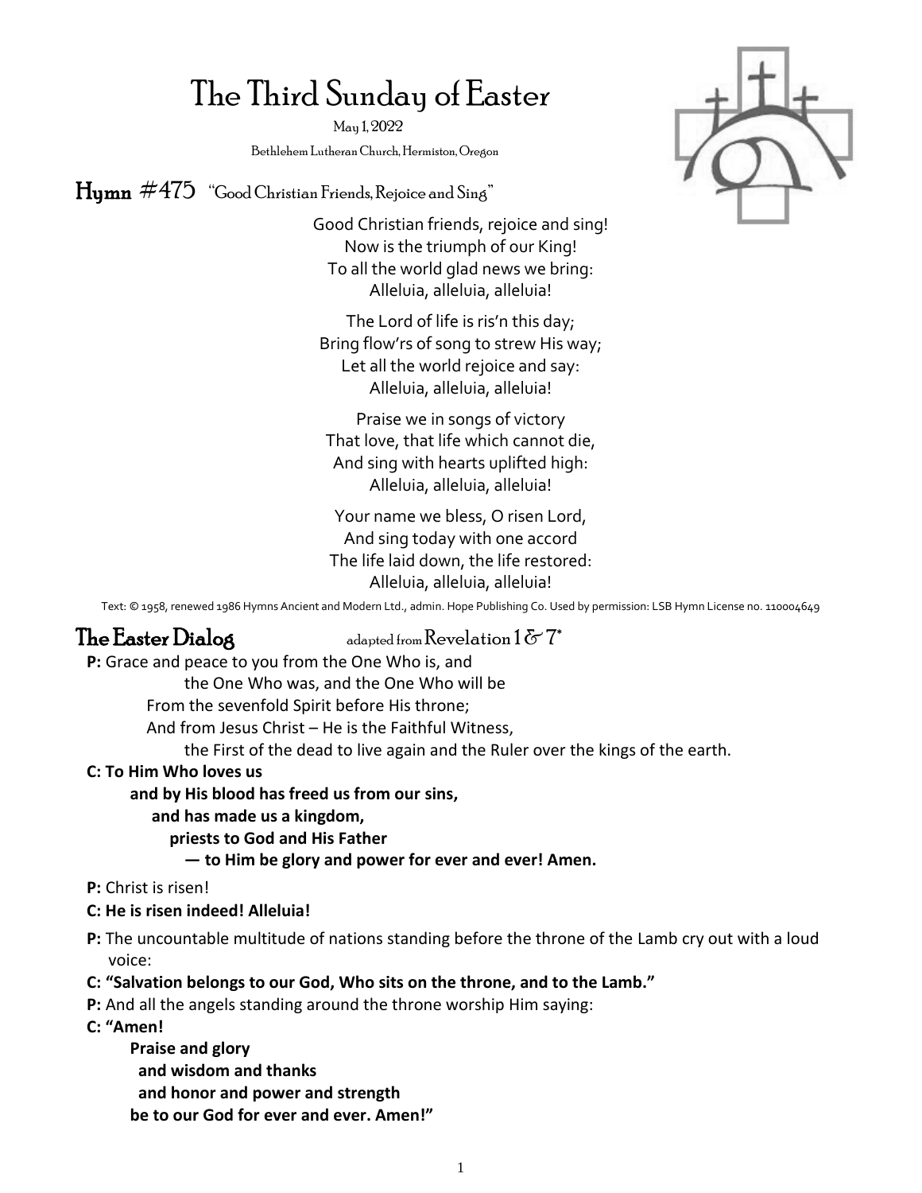# The Third Sunday of Easter

May 1, 2022

Bethlehem Lutheran Church, Hermiston, Oregon

## Hymn #475 "Good Christian Friends, Rejoice and Sing"

Good Christian friends, rejoice and sing!
Now is the triumph of our King!
To all the world glad news we bring:
Alleluia, alleluia, alleluia!

The Lord of life is ris'n this day;
Bring flow'rs of song to strew His way;
Let all the world rejoice and say:
Alleluia, alleluia, alleluia!

Praise we in songs of victory
That love, that life which cannot die,
And sing with hearts uplifted high:
Alleluia, alleluia, alleluia!

Your name we bless, O risen Lord,
And sing today with one accord
The life laid down, the life restored:
Alleluia, alleluia, alleluia!

Text: © 1958, renewed 1986 Hymns Ancient and Modern Ltd., admin. Hope Publishing Co. Used by permission: LSB Hymn License no. 110004649

## The Easter Dialog adapted from Revelation 1 & 7*

**P:** Grace and peace to you from the One Who is, and
the One Who was, and the One Who will be
From the sevenfold Spirit before His throne;
And from Jesus Christ – He is the Faithful Witness,
the First of the dead to live again and the Ruler over the kings of the earth.

**C: To Him Who loves us**
**and by His blood has freed us from our sins,**
**and has made us a kingdom,**
**priests to God and His Father**
**— to Him be glory and power for ever and ever! Amen.**

**P:** Christ is risen!

**C: He is risen indeed! Alleluia!**

**P:** The uncountable multitude of nations standing before the throne of the Lamb cry out with a loud voice:

**C: "Salvation belongs to our God, Who sits on the throne, and to the Lamb."**

**P:** And all the angels standing around the throne worship Him saying:

**C: "Amen!**
**Praise and glory**
**and wisdom and thanks**
**and honor and power and strength**
**be to our God for ever and ever. Amen!"**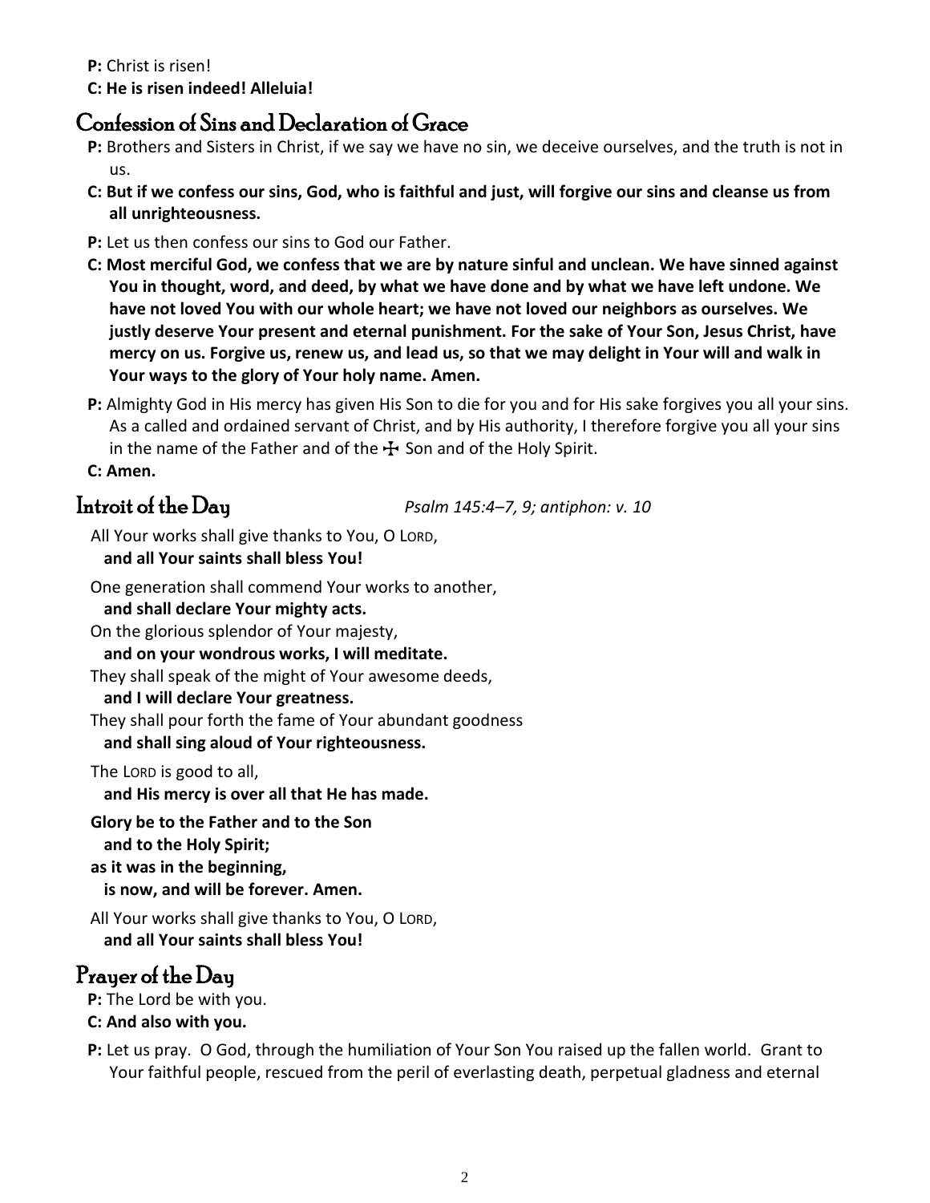**P:** Christ is risen!

**C: He is risen indeed! Alleluia!**

## Confession of Sins and Declaration of Grace

**P:** Brothers and Sisters in Christ, if we say we have no sin, we deceive ourselves, and the truth is not in us.

**C: But if we confess our sins, God, who is faithful and just, will forgive our sins and cleanse us from all unrighteousness.**

**P:** Let us then confess our sins to God our Father.

**C: Most merciful God, we confess that we are by nature sinful and unclean. We have sinned against You in thought, word, and deed, by what we have done and by what we have left undone. We have not loved You with our whole heart; we have not loved our neighbors as ourselves. We justly deserve Your present and eternal punishment. For the sake of Your Son, Jesus Christ, have mercy on us. Forgive us, renew us, and lead us, so that we may delight in Your will and walk in Your ways to the glory of Your holy name. Amen.**

**P:** Almighty God in His mercy has given His Son to die for you and for His sake forgives you all your sins. As a called and ordained servant of Christ, and by His authority, I therefore forgive you all your sins in the name of the Father and of the ☩ Son and of the Holy Spirit.

**C: Amen.**

## Introit of the Day

*Psalm 145:4–7, 9; antiphon: v. 10*

All Your works shall give thanks to You, O LORD,
**and all Your saints shall bless You!**

One generation shall commend Your works to another,
**and shall declare Your mighty acts.**
On the glorious splendor of Your majesty,
**and on your wondrous works, I will meditate.**
They shall speak of the might of Your awesome deeds,
**and I will declare Your greatness.**
They shall pour forth the fame of Your abundant goodness
**and shall sing aloud of Your righteousness.**

The LORD is good to all,
**and His mercy is over all that He has made.**

**Glory be to the Father and to the Son**
**and to the Holy Spirit;**
**as it was in the beginning,**
**is now, and will be forever. Amen.**

All Your works shall give thanks to You, O LORD,
**and all Your saints shall bless You!**

## Prayer of the Day

**P:** The Lord be with you.

**C: And also with you.**

**P:** Let us pray. O God, through the humiliation of Your Son You raised up the fallen world. Grant to Your faithful people, rescued from the peril of everlasting death, perpetual gladness and eternal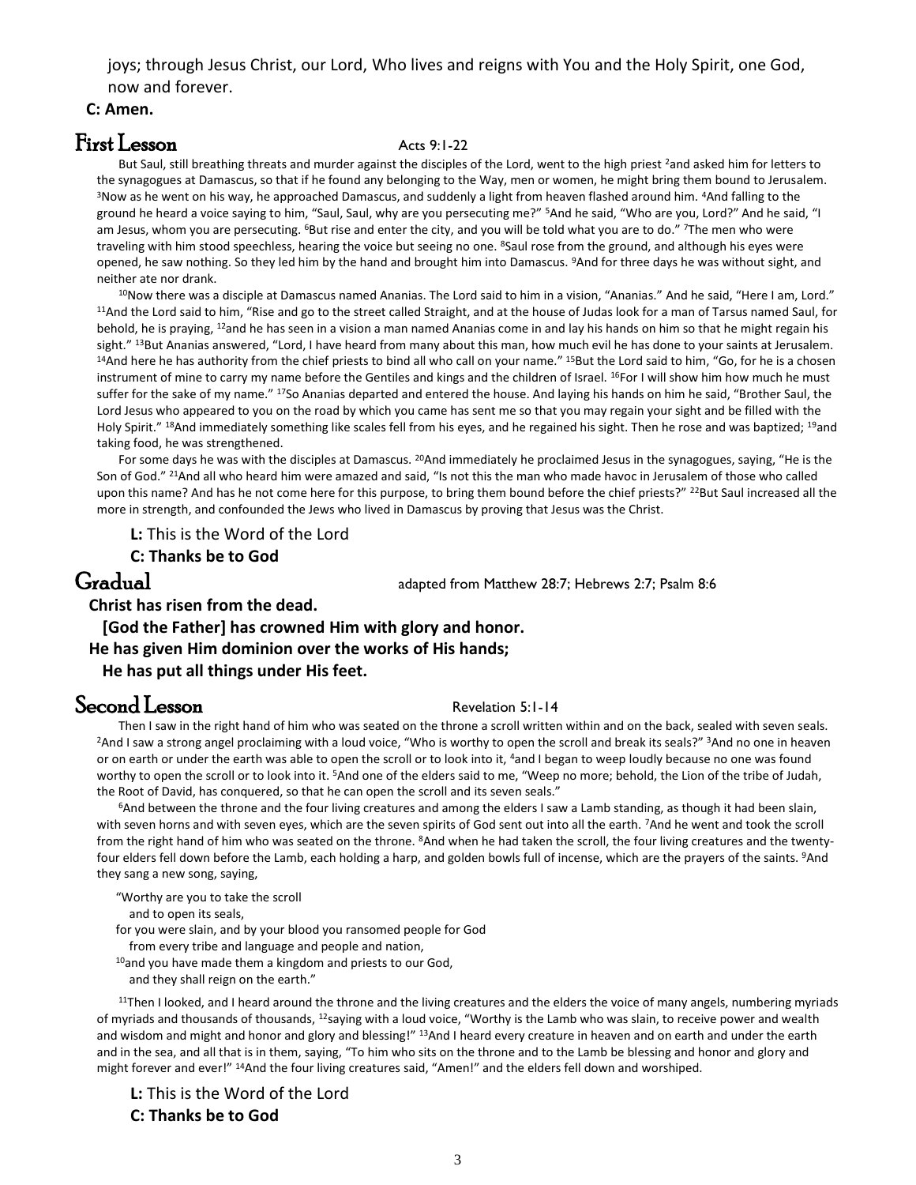joys; through Jesus Christ, our Lord, Who lives and reigns with You and the Holy Spirit, one God, now and forever.

**C: Amen.**

## First Lesson

Acts 9:1-22

But Saul, still breathing threats and murder against the disciples of the Lord, went to the high priest [2]and asked him for letters to the synagogues at Damascus, so that if he found any belonging to the Way, men or women, he might bring them bound to Jerusalem. [3]Now as he went on his way, he approached Damascus, and suddenly a light from heaven flashed around him. [4]And falling to the ground he heard a voice saying to him, "Saul, Saul, why are you persecuting me?" [5]And he said, "Who are you, Lord?" And he said, "I am Jesus, whom you are persecuting. [6]But rise and enter the city, and you will be told what you are to do." [7]The men who were traveling with him stood speechless, hearing the voice but seeing no one. [8]Saul rose from the ground, and although his eyes were opened, he saw nothing. So they led him by the hand and brought him into Damascus. [9]And for three days he was without sight, and neither ate nor drank.

[10]Now there was a disciple at Damascus named Ananias. The Lord said to him in a vision, "Ananias." And he said, "Here I am, Lord." [11]And the Lord said to him, "Rise and go to the street called Straight, and at the house of Judas look for a man of Tarsus named Saul, for behold, he is praying, [12]and he has seen in a vision a man named Ananias come in and lay his hands on him so that he might regain his sight." [13]But Ananias answered, "Lord, I have heard from many about this man, how much evil he has done to your saints at Jerusalem. [14]And here he has authority from the chief priests to bind all who call on your name." [15]But the Lord said to him, "Go, for he is a chosen instrument of mine to carry my name before the Gentiles and kings and the children of Israel. [16]For I will show him how much he must suffer for the sake of my name." [17]So Ananias departed and entered the house. And laying his hands on him he said, "Brother Saul, the Lord Jesus who appeared to you on the road by which you came has sent me so that you may regain your sight and be filled with the Holy Spirit." [18]And immediately something like scales fell from his eyes, and he regained his sight. Then he rose and was baptized; [19]and taking food, he was strengthened.

For some days he was with the disciples at Damascus. [20]And immediately he proclaimed Jesus in the synagogues, saying, "He is the Son of God." [21]And all who heard him were amazed and said, "Is not this the man who made havoc in Jerusalem of those who called upon this name? And has he not come here for this purpose, to bring them bound before the chief priests?" [22]But Saul increased all the more in strength, and confounded the Jews who lived in Damascus by proving that Jesus was the Christ.

**L:** This is the Word of the Lord

**C: Thanks be to God**

## Gradual

adapted from Matthew 28:7; Hebrews 2:7; Psalm 8:6

**Christ has risen from the dead.**
**[God the Father] has crowned Him with glory and honor.**
**He has given Him dominion over the works of His hands;**
**He has put all things under His feet.**

## Second Lesson

Revelation 5:1-14

Then I saw in the right hand of him who was seated on the throne a scroll written within and on the back, sealed with seven seals. [2]And I saw a strong angel proclaiming with a loud voice, "Who is worthy to open the scroll and break its seals?" [3]And no one in heaven or on earth or under the earth was able to open the scroll or to look into it, [4]and I began to weep loudly because no one was found worthy to open the scroll or to look into it. [5]And one of the elders said to me, "Weep no more; behold, the Lion of the tribe of Judah, the Root of David, has conquered, so that he can open the scroll and its seven seals."

[6]And between the throne and the four living creatures and among the elders I saw a Lamb standing, as though it had been slain, with seven horns and with seven eyes, which are the seven spirits of God sent out into all the earth. [7]And he went and took the scroll from the right hand of him who was seated on the throne. [8]And when he had taken the scroll, the four living creatures and the twenty-four elders fell down before the Lamb, each holding a harp, and golden bowls full of incense, which are the prayers of the saints. [9]And they sang a new song, saying,

"Worthy are you to take the scroll
and to open its seals,
for you were slain, and by your blood you ransomed people for God
from every tribe and language and people and nation,
[10]and you have made them a kingdom and priests to our God,
and they shall reign on the earth."

[11]Then I looked, and I heard around the throne and the living creatures and the elders the voice of many angels, numbering myriads of myriads and thousands of thousands, [12]saying with a loud voice, "Worthy is the Lamb who was slain, to receive power and wealth and wisdom and might and honor and glory and blessing!" [13]And I heard every creature in heaven and on earth and under the earth and in the sea, and all that is in them, saying, "To him who sits on the throne and to the Lamb be blessing and honor and glory and might forever and ever!" [14]And the four living creatures said, "Amen!" and the elders fell down and worshiped.

**L:** This is the Word of the Lord

**C: Thanks be to God**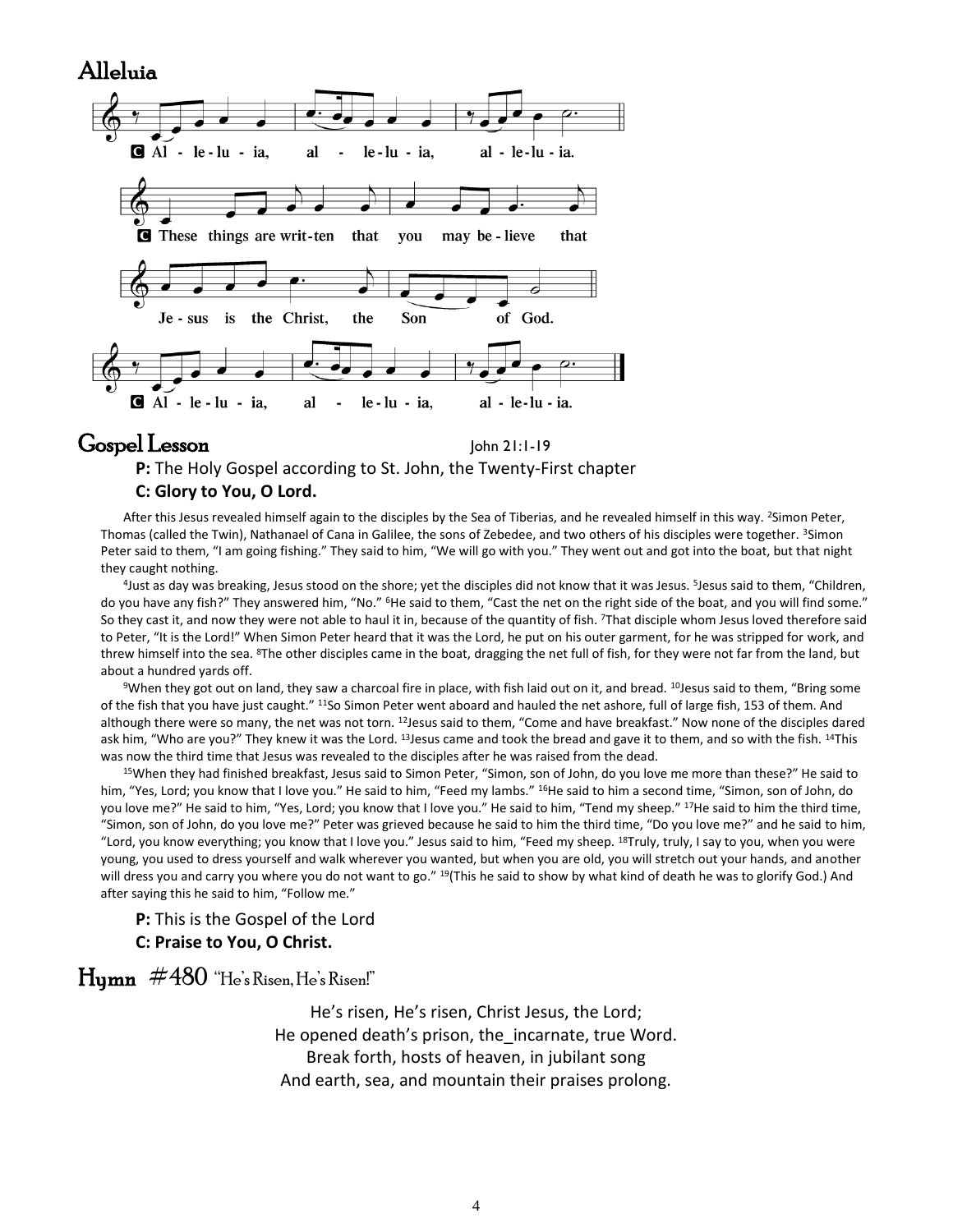## Alleluia

**C** Al - le - lu - ia, al - le - lu - ia, al - le - lu - ia.

**C** These things are writ - ten that you may be - lieve that Je - sus is the Christ, the Son of God.

**C** Al - le - lu - ia, al - le - lu - ia, al - le - lu - ia.

## Gospel Lesson

John 21:1-19

**P:** The Holy Gospel according to St. John, the Twenty-First chapter
**C: Glory to You, O Lord.**

After this Jesus revealed himself again to the disciples by the Sea of Tiberias, and he revealed himself in this way. [2]Simon Peter, Thomas (called the Twin), Nathanael of Cana in Galilee, the sons of Zebedee, and two others of his disciples were together. [3]Simon Peter said to them, "I am going fishing." They said to him, "We will go with you." They went out and got into the boat, but that night they caught nothing.

[4]Just as day was breaking, Jesus stood on the shore; yet the disciples did not know that it was Jesus. [5]Jesus said to them, "Children, do you have any fish?" They answered him, "No." [6]He said to them, "Cast the net on the right side of the boat, and you will find some." So they cast it, and now they were not able to haul it in, because of the quantity of fish. [7]That disciple whom Jesus loved therefore said to Peter, "It is the Lord!" When Simon Peter heard that it was the Lord, he put on his outer garment, for he was stripped for work, and threw himself into the sea. [8]The other disciples came in the boat, dragging the net full of fish, for they were not far from the land, but about a hundred yards off.

[9]When they got out on land, they saw a charcoal fire in place, with fish laid out on it, and bread. [10]Jesus said to them, "Bring some of the fish that you have just caught." [11]So Simon Peter went aboard and hauled the net ashore, full of large fish, 153 of them. And although there were so many, the net was not torn. [12]Jesus said to them, "Come and have breakfast." Now none of the disciples dared ask him, "Who are you?" They knew it was the Lord. [13]Jesus came and took the bread and gave it to them, and so with the fish. [14]This was now the third time that Jesus was revealed to the disciples after he was raised from the dead.

[15]When they had finished breakfast, Jesus said to Simon Peter, "Simon, son of John, do you love me more than these?" He said to him, "Yes, Lord; you know that I love you." He said to him, "Feed my lambs." [16]He said to him a second time, "Simon, son of John, do you love me?" He said to him, "Yes, Lord; you know that I love you." He said to him, "Tend my sheep." [17]He said to him the third time, "Simon, son of John, do you love me?" Peter was grieved because he said to him the third time, "Do you love me?" and he said to him, "Lord, you know everything; you know that I love you." Jesus said to him, "Feed my sheep. [18]Truly, truly, I say to you, when you were young, you used to dress yourself and walk wherever you wanted, but when you are old, you will stretch out your hands, and another will dress you and carry you where you do not want to go." [19](This he said to show by what kind of death he was to glorify God.) And after saying this he said to him, "Follow me."

**P:** This is the Gospel of the Lord
**C: Praise to You, O Christ.**

## Hymn #480 "He's Risen, He's Risen!"

He's risen, He's risen, Christ Jesus, the Lord;
He opened death's prison, the_incarnate, true Word.
Break forth, hosts of heaven, in jubilant song
And earth, sea, and mountain their praises prolong.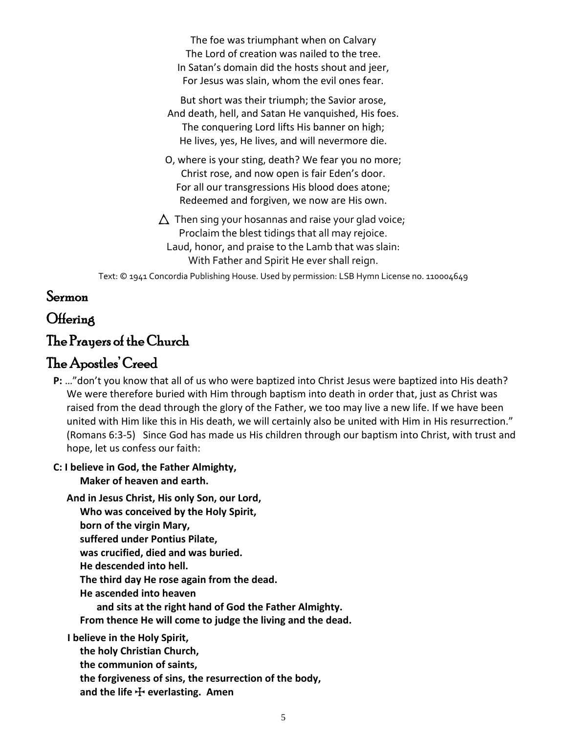The foe was triumphant when on Calvary
The Lord of creation was nailed to the tree.
In Satan's domain did the hosts shout and jeer,
For Jesus was slain, whom the evil ones fear.

But short was their triumph; the Savior arose,
And death, hell, and Satan He vanquished, His foes.
The conquering Lord lifts His banner on high;
He lives, yes, He lives, and will nevermore die.

O, where is your sting, death? We fear you no more;
Christ rose, and now open is fair Eden's door.
For all our transgressions His blood does atone;
Redeemed and forgiven, we now are His own.

△ Then sing your hosannas and raise your glad voice;
Proclaim the blest tidings that all may rejoice.
Laud, honor, and praise to the Lamb that was slain:
With Father and Spirit He ever shall reign.

Text: © 1941 Concordia Publishing House. Used by permission: LSB Hymn License no. 110004649

# Sermon

# Offering

# The Prayers of the Church

# The Apostles' Creed

**P:** …"don't you know that all of us who were baptized into Christ Jesus were baptized into His death? We were therefore buried with Him through baptism into death in order that, just as Christ was raised from the dead through the glory of the Father, we too may live a new life. If we have been united with Him like this in His death, we will certainly also be united with Him in His resurrection." (Romans 6:3-5) Since God has made us His children through our baptism into Christ, with trust and hope, let us confess our faith:

**C: I believe in God, the Father Almighty,**
**Maker of heaven and earth.**

**And in Jesus Christ, His only Son, our Lord,**
**Who was conceived by the Holy Spirit,**
**born of the virgin Mary,**
**suffered under Pontius Pilate,**
**was crucified, died and was buried.**
**He descended into hell.**
**The third day He rose again from the dead.**
**He ascended into heaven**
**and sits at the right hand of God the Father Almighty.**
**From thence He will come to judge the living and the dead.**

**I believe in the Holy Spirit,**
**the holy Christian Church,**
**the communion of saints,**
**the forgiveness of sins, the resurrection of the body,**
**and the life ☩ everlasting. Amen**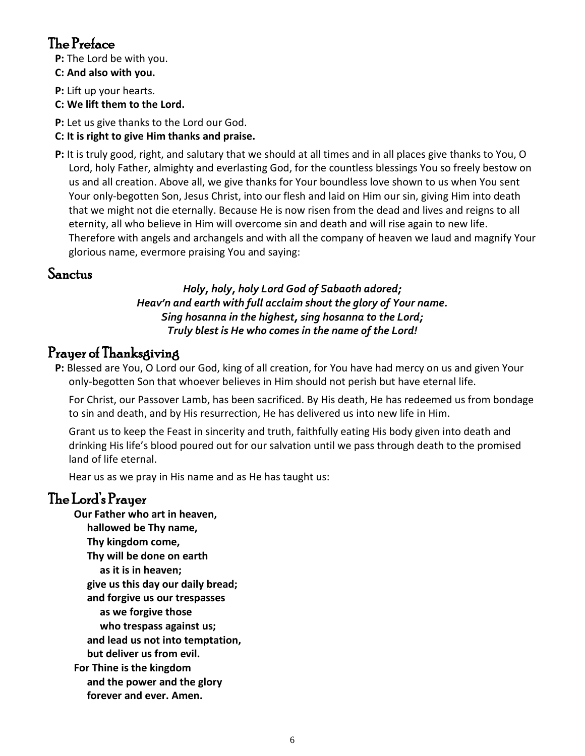## The Preface

**P:** The Lord be with you.
**C: And also with you.**

**P:** Lift up your hearts.
**C: We lift them to the Lord.**

**P:** Let us give thanks to the Lord our God.
**C: It is right to give Him thanks and praise.**

**P:** It is truly good, right, and salutary that we should at all times and in all places give thanks to You, O Lord, holy Father, almighty and everlasting God, for the countless blessings You so freely bestow on us and all creation. Above all, we give thanks for Your boundless love shown to us when You sent Your only-begotten Son, Jesus Christ, into our flesh and laid on Him our sin, giving Him into death that we might not die eternally. Because He is now risen from the dead and lives and reigns to all eternity, all who believe in Him will overcome sin and death and will rise again to new life. Therefore with angels and archangels and with all the company of heaven we laud and magnify Your glorious name, evermore praising You and saying:

## Sanctus

***Holy, holy, holy Lord God of Sabaoth adored;***
***Heav'n and earth with full acclaim shout the glory of Your name.***
***Sing hosanna in the highest, sing hosanna to the Lord;***
***Truly blest is He who comes in the name of the Lord!***

## Prayer of Thanksgiving

**P:** Blessed are You, O Lord our God, king of all creation, for You have had mercy on us and given Your only-begotten Son that whoever believes in Him should not perish but have eternal life.

For Christ, our Passover Lamb, has been sacrificed. By His death, He has redeemed us from bondage to sin and death, and by His resurrection, He has delivered us into new life in Him.

Grant us to keep the Feast in sincerity and truth, faithfully eating His body given into death and drinking His life's blood poured out for our salvation until we pass through death to the promised land of life eternal.

Hear us as we pray in His name and as He has taught us:

## The Lord's Prayer

**Our Father who art in heaven,**
**hallowed be Thy name,**
**Thy kingdom come,**
**Thy will be done on earth**
**as it is in heaven;**
**give us this day our daily bread;**
**and forgive us our trespasses**
**as we forgive those**
**who trespass against us;**
**and lead us not into temptation,**
**but deliver us from evil.**
**For Thine is the kingdom**
**and the power and the glory**
**forever and ever. Amen.**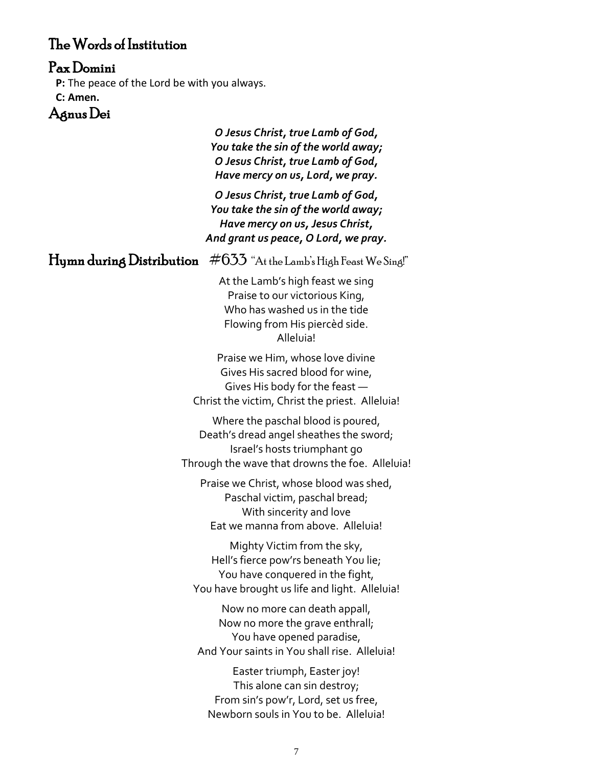## The Words of Institution

## Pax Domini

**P:** The peace of the Lord be with you always.
**C: Amen.**

## Agnus Dei

***O Jesus Christ, true Lamb of God,***
***You take the sin of the world away;***
***O Jesus Christ, true Lamb of God,***
***Have mercy on us, Lord, we pray.***

***O Jesus Christ, true Lamb of God,***
***You take the sin of the world away;***
***Have mercy on us, Jesus Christ,***
***And grant us peace, O Lord, we pray.***

## Hymn during Distribution #633 "At the Lamb's High Feast We Sing!"

At the Lamb's high feast we sing
Praise to our victorious King,
Who has washed us in the tide
Flowing from His piercèd side.
Alleluia!

Praise we Him, whose love divine
Gives His sacred blood for wine,
Gives His body for the feast —
Christ the victim, Christ the priest. Alleluia!

Where the paschal blood is poured,
Death's dread angel sheathes the sword;
Israel's hosts triumphant go
Through the wave that drowns the foe. Alleluia!

Praise we Christ, whose blood was shed,
Paschal victim, paschal bread;
With sincerity and love
Eat we manna from above. Alleluia!

Mighty Victim from the sky,
Hell's fierce pow'rs beneath You lie;
You have conquered in the fight,
You have brought us life and light. Alleluia!

Now no more can death appall,
Now no more the grave enthrall;
You have opened paradise,
And Your saints in You shall rise. Alleluia!

Easter triumph, Easter joy!
This alone can sin destroy;
From sin's pow'r, Lord, set us free,
Newborn souls in You to be. Alleluia!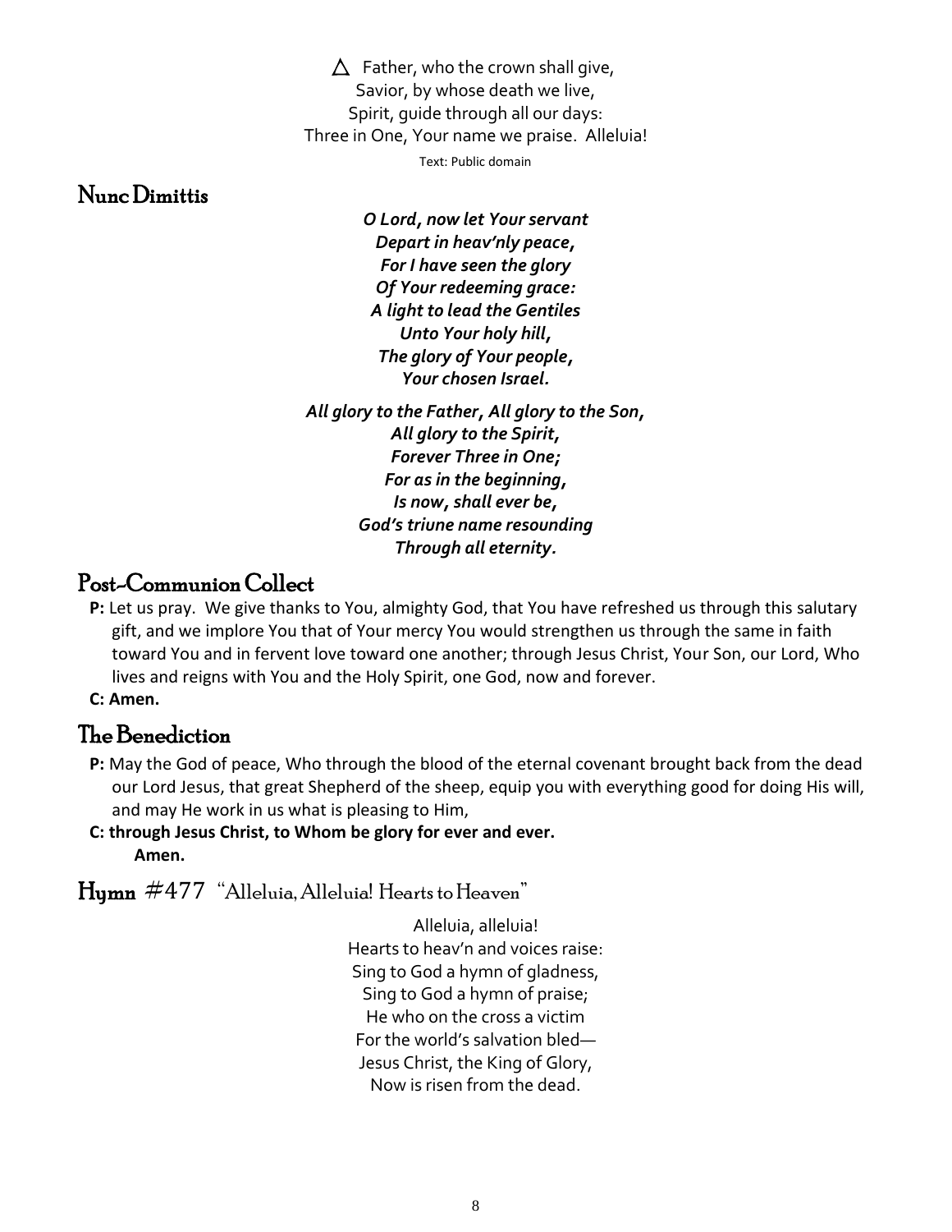△ Father, who the crown shall give,
Savior, by whose death we live,
Spirit, guide through all our days:
Three in One, Your name we praise. Alleluia!

Text: Public domain

## Nunc Dimittis

***O Lord, now let Your servant***
***Depart in heav'nly peace,***
***For I have seen the glory***
***Of Your redeeming grace:***
***A light to lead the Gentiles***
***Unto Your holy hill,***
***The glory of Your people,***
***Your chosen Israel.***

***All glory to the Father, All glory to the Son,***
***All glory to the Spirit,***
***Forever Three in One;***
***For as in the beginning,***
***Is now, shall ever be,***
***God's triune name resounding***
***Through all eternity.***

## Post-Communion Collect

**P:** Let us pray. We give thanks to You, almighty God, that You have refreshed us through this salutary gift, and we implore You that of Your mercy You would strengthen us through the same in faith toward You and in fervent love toward one another; through Jesus Christ, Your Son, our Lord, Who lives and reigns with You and the Holy Spirit, one God, now and forever.

**C: Amen.**

## The Benediction

**P:** May the God of peace, Who through the blood of the eternal covenant brought back from the dead our Lord Jesus, that great Shepherd of the sheep, equip you with everything good for doing His will, and may He work in us what is pleasing to Him,

**C: through Jesus Christ, to Whom be glory for ever and ever.**
**Amen.**

## Hymn #477 "Alleluia, Alleluia! Hearts to Heaven"

Alleluia, alleluia!
Hearts to heav'n and voices raise:
Sing to God a hymn of gladness,
Sing to God a hymn of praise;
He who on the cross a victim
For the world's salvation bled—
Jesus Christ, the King of Glory,
Now is risen from the dead.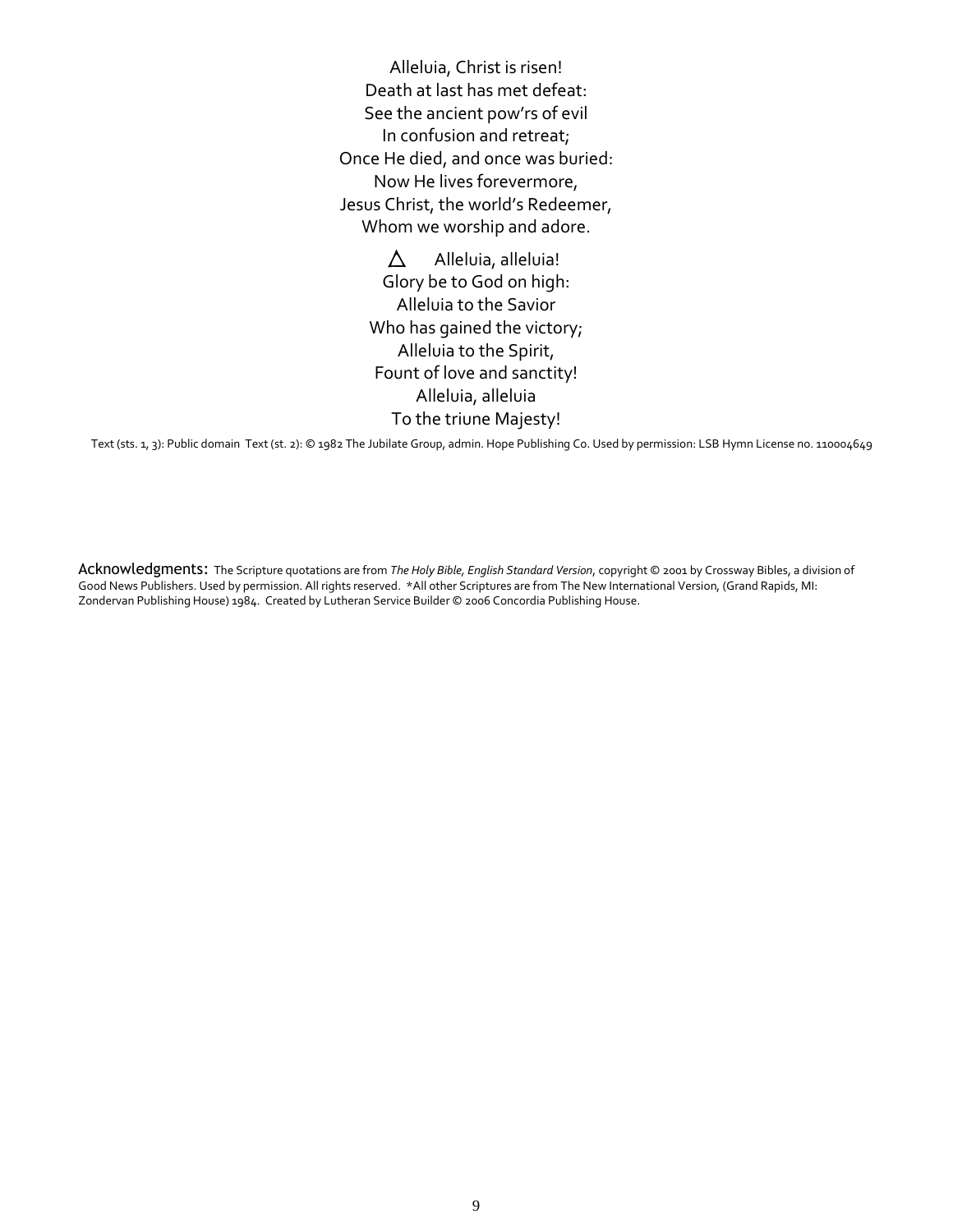Alleluia, Christ is risen!  
Death at last has met defeat:  
See the ancient pow'rs of evil  
In confusion and retreat;  
Once He died, and once was buried:  
Now He lives forevermore,  
Jesus Christ, the world's Redeemer,  
Whom we worship and adore.

△ Alleluia, alleluia!  
Glory be to God on high:  
Alleluia to the Savior  
Who has gained the victory;  
Alleluia to the Spirit,  
Fount of love and sanctity!  
Alleluia, alleluia  
To the triune Majesty!

Text (sts. 1, 3): Public domain Text (st. 2): © 1982 The Jubilate Group, admin. Hope Publishing Co. Used by permission: LSB Hymn License no. 110004649

**Acknowledgments:** The Scripture quotations are from *The Holy Bible, English Standard Version*, copyright © 2001 by Crossway Bibles, a division of Good News Publishers. Used by permission. All rights reserved. *All other Scriptures are from The New International Version, (Grand Rapids, MI: Zondervan Publishing House) 1984. Created by Lutheran Service Builder © 2006 Concordia Publishing House.